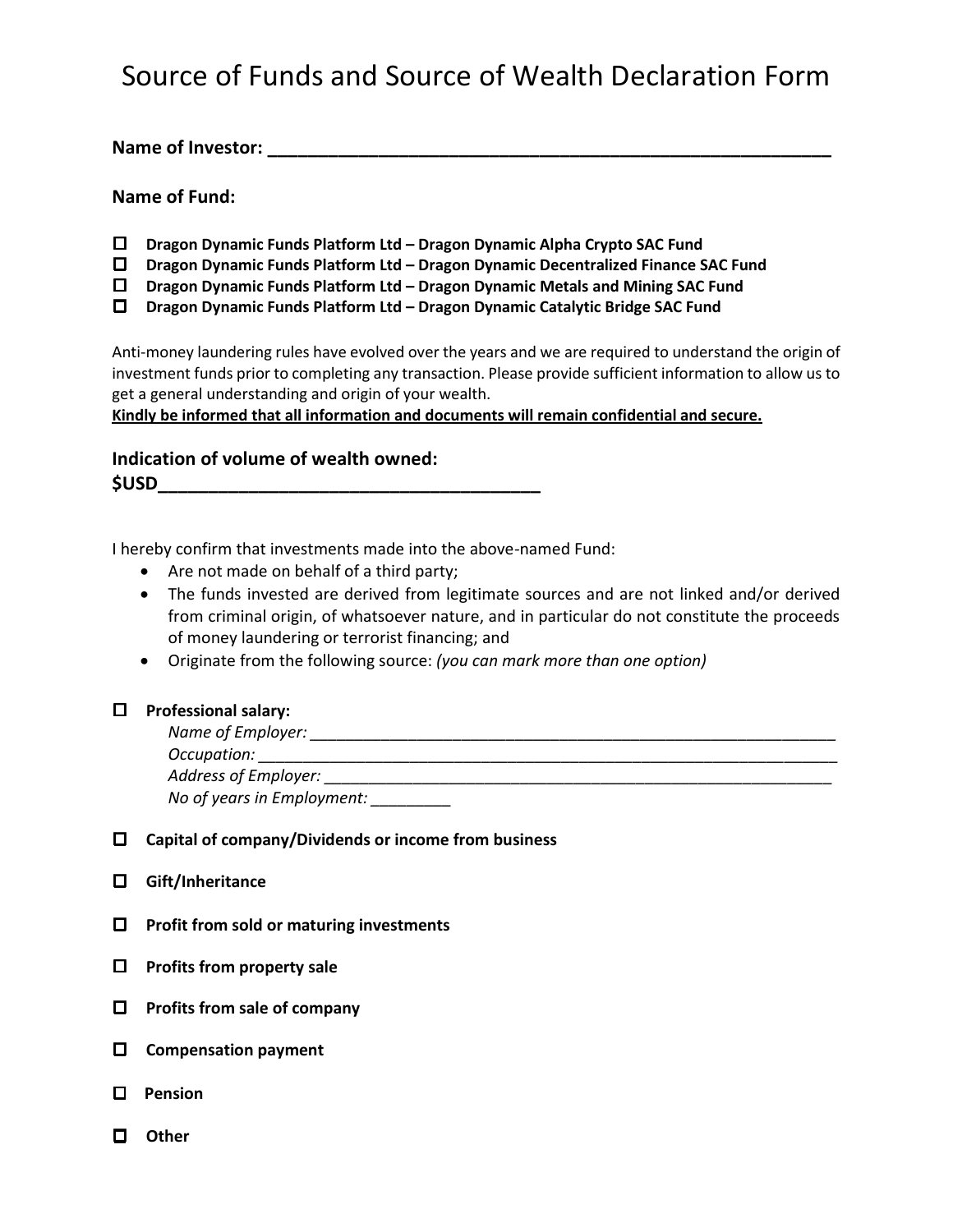# Source of Funds and Source of Wealth Declaration Form

**Name of Investor: ______________________________________________________**

### Name of Fund:

- ☐ **Dragon Dynamic Funds Platform Ltd – Dragon Dynamic Alpha Crypto SAC Fund**
- ☐ **Dragon Dynamic Funds Platform Ltd – Dragon Dynamic Decentralized Finance SAC Fund**
- ☐ **Dragon Dynamic Funds Platform Ltd – Dragon Dynamic Metals and Mining SAC Fund**
- ☐ **Dragon Dynamic Funds Platform Ltd – Dragon Dynamic Catalytic Bridge SAC Fund**

Anti-money laundering rules have evolved over the years and we are required to understand the origin of investment funds prior to completing any transaction. Please provide sufficient information to allow us to get a general understanding and origin of your wealth.
<u>**Kindly be informed that all information and documents will remain confidential and secure.**</u>

### Indication of volume of wealth owned:
**$USD_____________________________________**

I hereby confirm that investments made into the above-named Fund:

- Are not made on behalf of a third party;
- The funds invested are derived from legitimate sources and are not linked and/or derived from criminal origin, of whatsoever nature, and in particular do not constitute the proceeds of money laundering or terrorist financing; and
- Originate from the following source: *(you can mark more than one option)*

☐ **Professional salary:**
*Name of Employer:* ______________________________________________________
*Occupation:* ___________________________________________________________
*Address of Employer:* ____________________________________________________
*No of years in Employment:* _________

☐ **Capital of company/Dividends or income from business**

☐ **Gift/Inheritance**

☐ **Profit from sold or maturing investments**

☐ **Profits from property sale**

☐ **Profits from sale of company**

☐ **Compensation payment**

☐ **Pension**

☐ **Other**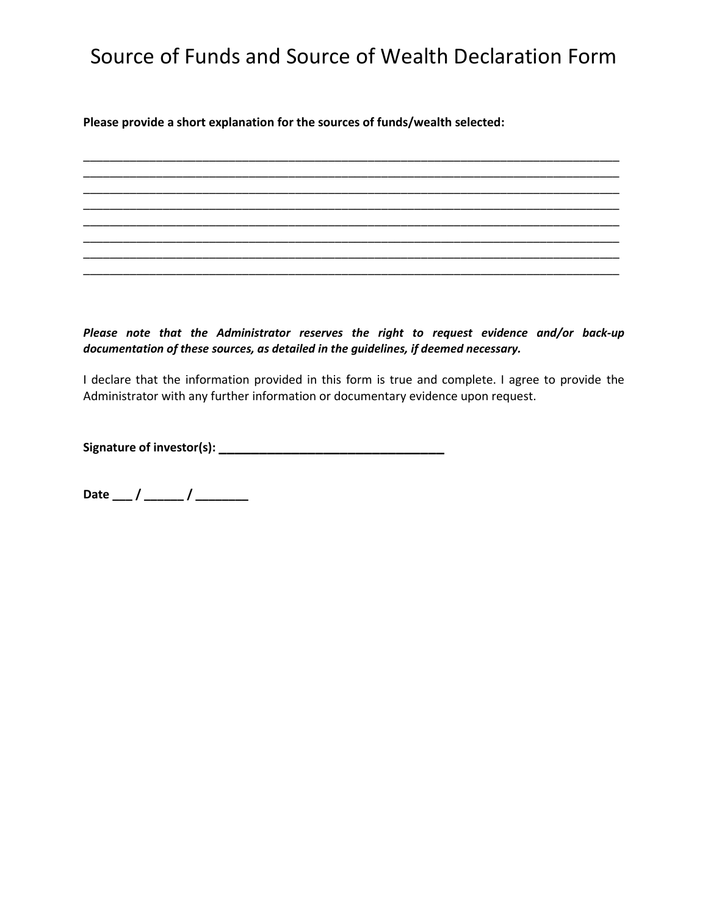# Source of Funds and Source of Wealth Declaration Form

**Please provide a short explanation for the sources of funds/wealth selected:**

_______________________________________________________________________________
_______________________________________________________________________________
_______________________________________________________________________________
_______________________________________________________________________________
_______________________________________________________________________________
_______________________________________________________________________________
_______________________________________________________________________________
_______________________________________________________________________________

***Please note that the Administrator reserves the right to request evidence and/or back-up documentation of these sources, as detailed in the guidelines, if deemed necessary.***

I declare that the information provided in this form is true and complete. I agree to provide the Administrator with any further information or documentary evidence upon request.

**Signature of investor(s): ___________________________________**

**Date ___ / ______ / ________**